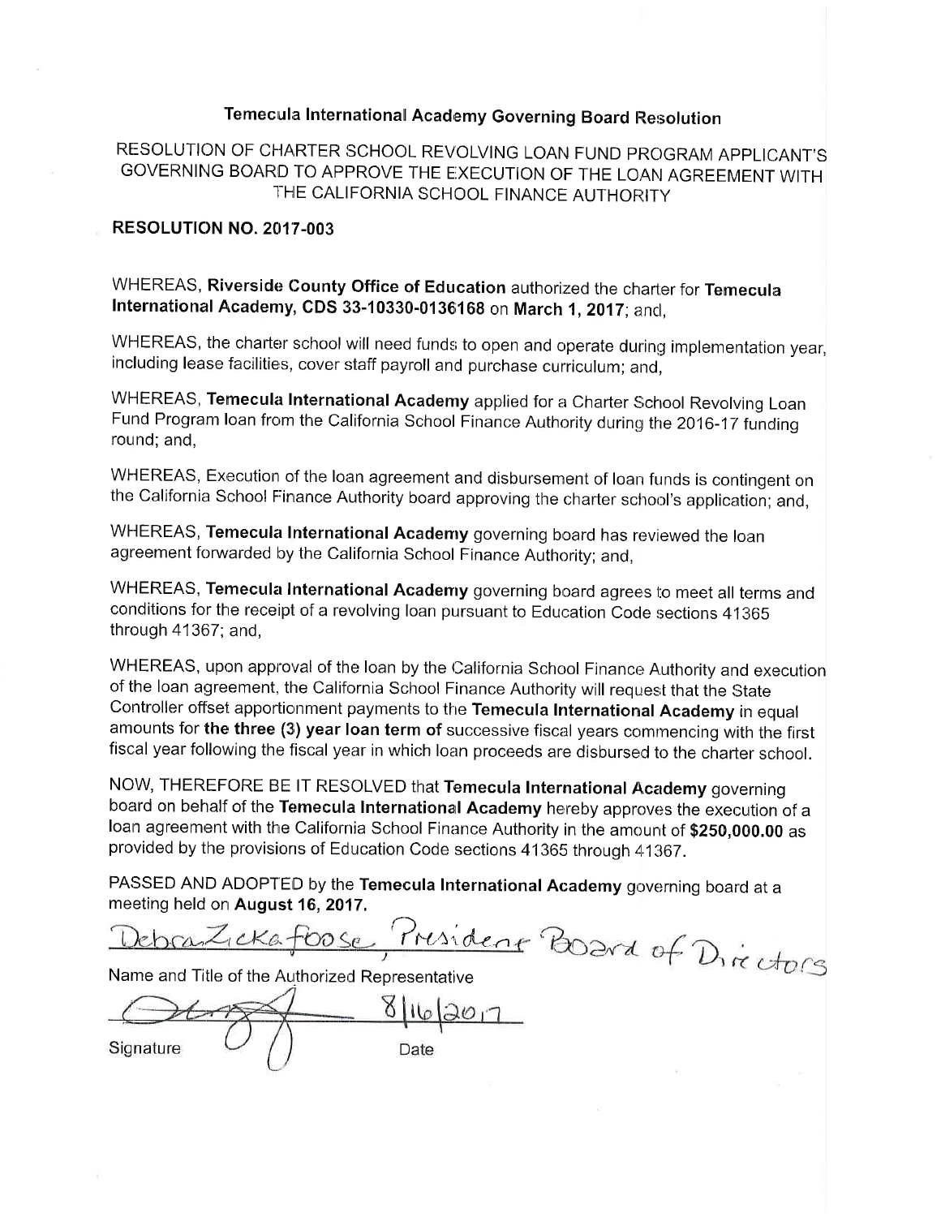# Temecula International Academy Governing Board Resolution

## RESOLUTION OF CHARTER SCHOOL REVOLVING LOAN FUND PROGRAM APPLICANT'S GOVERNING BOARD TO APPROVE THE EXECUTION OF THE LOAN AGREEMENT WITH THE CALIFORNIA SCHOOL FINANCE AUTHORITY

**RESOLUTION NO. 2017-003**

WHEREAS, **Riverside County Office of Education** authorized the charter for **Temecula International Academy, CDS 33-10330-0136168** on **March 1, 2017**; and,

WHEREAS, the charter school will need funds to open and operate during implementation year, including lease facilities, cover staff payroll and purchase curriculum; and,

WHEREAS, **Temecula International Academy** applied for a Charter School Revolving Loan Fund Program loan from the California School Finance Authority during the 2016-17 funding round; and,

WHEREAS, Execution of the loan agreement and disbursement of loan funds is contingent on the California School Finance Authority board approving the charter school's application; and,

WHEREAS, **Temecula International Academy** governing board has reviewed the loan agreement forwarded by the California School Finance Authority; and,

WHEREAS, **Temecula International Academy** governing board agrees to meet all terms and conditions for the receipt of a revolving loan pursuant to Education Code sections 41365 through 41367; and,

WHEREAS, upon approval of the loan by the California School Finance Authority and execution of the loan agreement, the California School Finance Authority will request that the State Controller offset apportionment payments to the **Temecula International Academy** in equal amounts for **the three (3) year loan term of** successive fiscal years commencing with the first fiscal year following the fiscal year in which loan proceeds are disbursed to the charter school.

NOW, THEREFORE BE IT RESOLVED that **Temecula International Academy** governing board on behalf of the **Temecula International Academy** hereby approves the execution of a loan agreement with the California School Finance Authority in the amount of **$250,000.00** as provided by the provisions of Education Code sections 41365 through 41367.

PASSED AND ADOPTED by the **Temecula International Academy** governing board at a meeting held on **August 16, 2017.**

Debra Zickafoose, President Board of Directors

Name and Title of the Authorized Representative

[Signature] 8/16/2017

Signature Date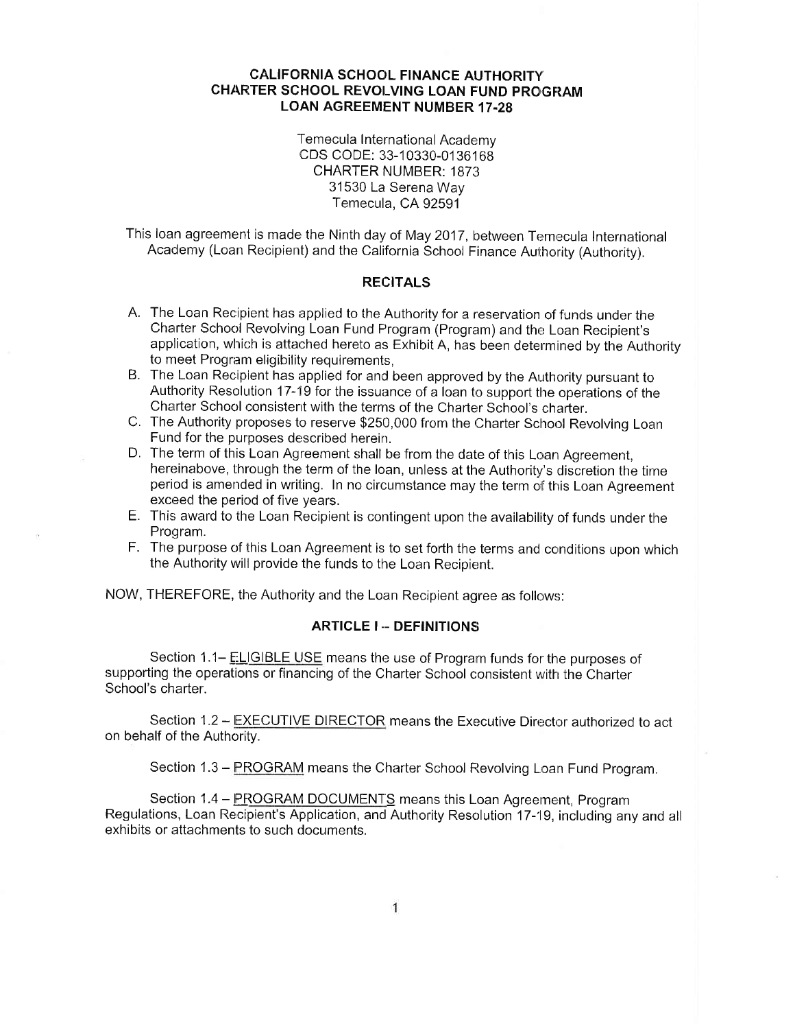**CALIFORNIA SCHOOL FINANCE AUTHORITY**
**CHARTER SCHOOL REVOLVING LOAN FUND PROGRAM**
**LOAN AGREEMENT NUMBER 17-28**

Temecula International Academy
CDS CODE: 33-10330-0136168
CHARTER NUMBER: 1873
31530 La Serena Way
Temecula, CA 92591

This loan agreement is made the Ninth day of May 2017, between Temecula International Academy (Loan Recipient) and the California School Finance Authority (Authority).

## RECITALS

A. The Loan Recipient has applied to the Authority for a reservation of funds under the Charter School Revolving Loan Fund Program (Program) and the Loan Recipient's application, which is attached hereto as Exhibit A, has been determined by the Authority to meet Program eligibility requirements,
B. The Loan Recipient has applied for and been approved by the Authority pursuant to Authority Resolution 17-19 for the issuance of a loan to support the operations of the Charter School consistent with the terms of the Charter School's charter.
C. The Authority proposes to reserve $250,000 from the Charter School Revolving Loan Fund for the purposes described herein.
D. The term of this Loan Agreement shall be from the date of this Loan Agreement, hereinabove, through the term of the loan, unless at the Authority's discretion the time period is amended in writing. In no circumstance may the term of this Loan Agreement exceed the period of five years.
E. This award to the Loan Recipient is contingent upon the availability of funds under the Program.
F. The purpose of this Loan Agreement is to set forth the terms and conditions upon which the Authority will provide the funds to the Loan Recipient.

NOW, THEREFORE, the Authority and the Loan Recipient agree as follows:

## ARTICLE I – DEFINITIONS

Section 1.1– ELIGIBLE USE means the use of Program funds for the purposes of supporting the operations or financing of the Charter School consistent with the Charter School's charter.

Section 1.2 – EXECUTIVE DIRECTOR means the Executive Director authorized to act on behalf of the Authority.

Section 1.3 – PROGRAM means the Charter School Revolving Loan Fund Program.

Section 1.4 – PROGRAM DOCUMENTS means this Loan Agreement, Program Regulations, Loan Recipient's Application, and Authority Resolution 17-19, including any and all exhibits or attachments to such documents.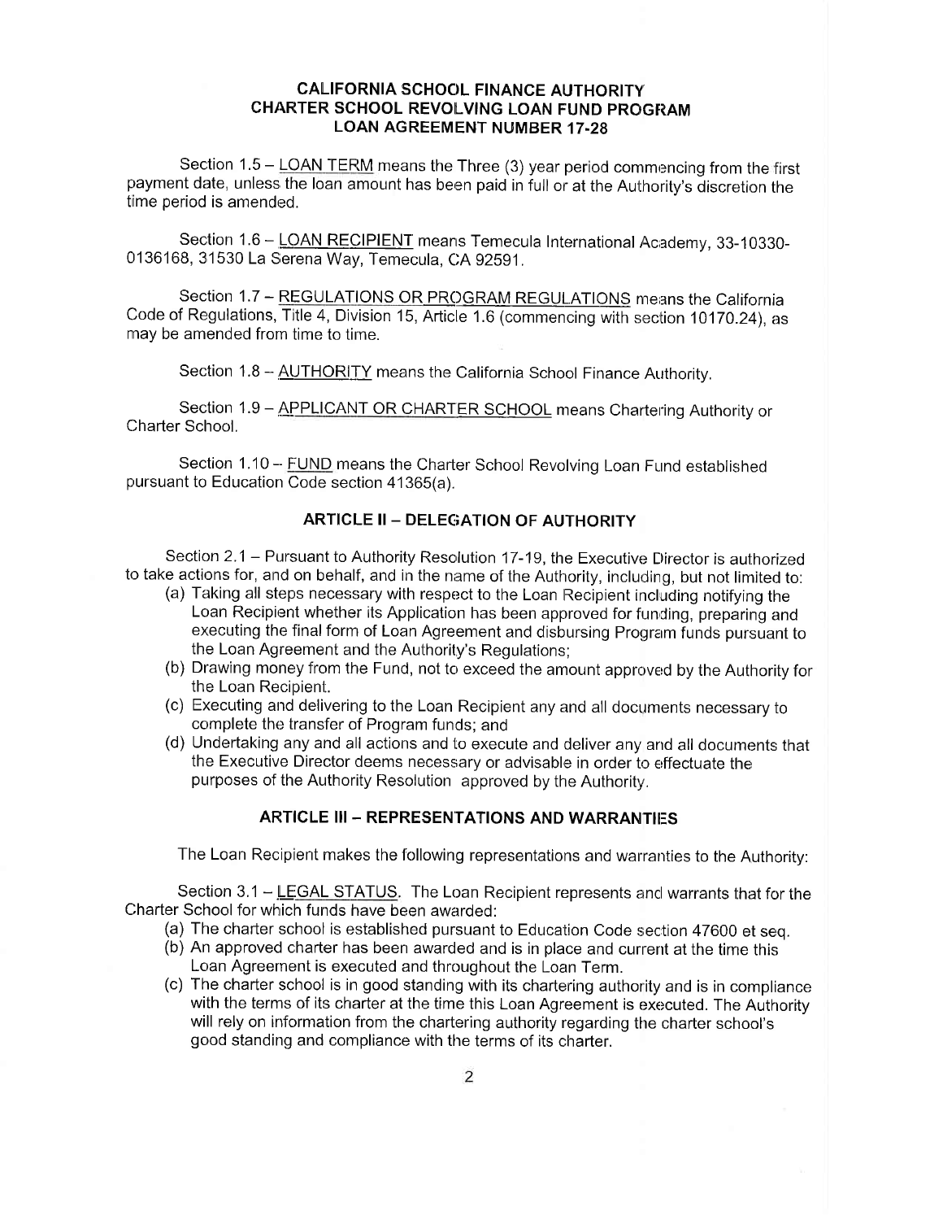**CALIFORNIA SCHOOL FINANCE AUTHORITY**
**CHARTER SCHOOL REVOLVING LOAN FUND PROGRAM**
**LOAN AGREEMENT NUMBER 17-28**

Section 1.5 – <u>LOAN TERM</u> means the Three (3) year period commencing from the first payment date, unless the loan amount has been paid in full or at the Authority's discretion the time period is amended.

Section 1.6 – <u>LOAN RECIPIENT</u> means Temecula International Academy, 33-10330-0136168, 31530 La Serena Way, Temecula, CA 92591.

Section 1.7 – <u>REGULATIONS OR PROGRAM REGULATIONS</u> means the California Code of Regulations, Title 4, Division 15, Article 1.6 (commencing with section 10170.24), as may be amended from time to time.

Section 1.8 – <u>AUTHORITY</u> means the California School Finance Authority.

Section 1.9 – <u>APPLICANT OR CHARTER SCHOOL</u> means Chartering Authority or Charter School.

Section 1.10 – <u>FUND</u> means the Charter School Revolving Loan Fund established pursuant to Education Code section 41365(a).

## ARTICLE II – DELEGATION OF AUTHORITY

Section 2.1 – Pursuant to Authority Resolution 17-19, the Executive Director is authorized to take actions for, and on behalf, and in the name of the Authority, including, but not limited to:

(a) Taking all steps necessary with respect to the Loan Recipient including notifying the Loan Recipient whether its Application has been approved for funding, preparing and executing the final form of Loan Agreement and disbursing Program funds pursuant to the Loan Agreement and the Authority's Regulations;
(b) Drawing money from the Fund, not to exceed the amount approved by the Authority for the Loan Recipient.
(c) Executing and delivering to the Loan Recipient any and all documents necessary to complete the transfer of Program funds; and
(d) Undertaking any and all actions and to execute and deliver any and all documents that the Executive Director deems necessary or advisable in order to effectuate the purposes of the Authority Resolution approved by the Authority.

## ARTICLE III – REPRESENTATIONS AND WARRANTIES

The Loan Recipient makes the following representations and warranties to the Authority:

Section 3.1 – <u>LEGAL STATUS</u>. The Loan Recipient represents and warrants that for the Charter School for which funds have been awarded:

(a) The charter school is established pursuant to Education Code section 47600 et seq.
(b) An approved charter has been awarded and is in place and current at the time this Loan Agreement is executed and throughout the Loan Term.
(c) The charter school is in good standing with its chartering authority and is in compliance with the terms of its charter at the time this Loan Agreement is executed. The Authority will rely on information from the chartering authority regarding the charter school's good standing and compliance with the terms of its charter.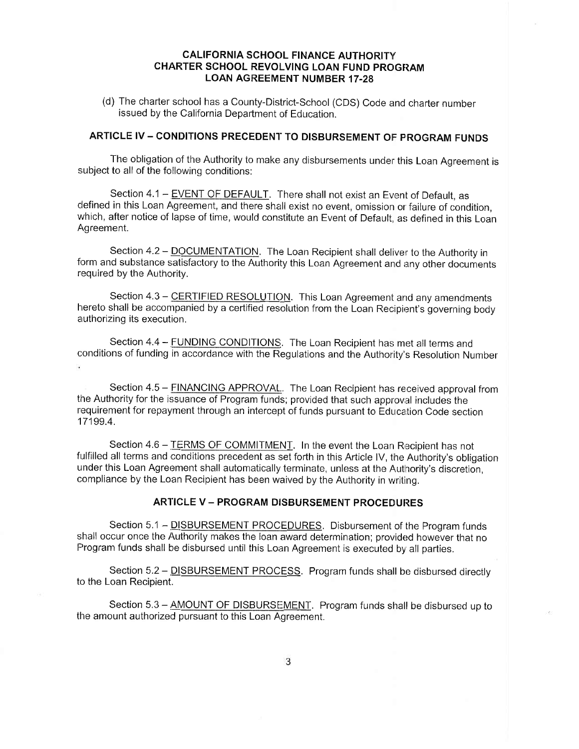**CALIFORNIA SCHOOL FINANCE AUTHORITY**
**CHARTER SCHOOL REVOLVING LOAN FUND PROGRAM**
**LOAN AGREEMENT NUMBER 17-28**

(d) The charter school has a County-District-School (CDS) Code and charter number issued by the California Department of Education.

## ARTICLE IV – CONDITIONS PRECEDENT TO DISBURSEMENT OF PROGRAM FUNDS

The obligation of the Authority to make any disbursements under this Loan Agreement is subject to all of the following conditions:

Section 4.1 – EVENT OF DEFAULT. There shall not exist an Event of Default, as defined in this Loan Agreement, and there shall exist no event, omission or failure of condition, which, after notice of lapse of time, would constitute an Event of Default, as defined in this Loan Agreement.

Section 4.2 – DOCUMENTATION. The Loan Recipient shall deliver to the Authority in form and substance satisfactory to the Authority this Loan Agreement and any other documents required by the Authority.

Section 4.3 – CERTIFIED RESOLUTION. This Loan Agreement and any amendments hereto shall be accompanied by a certified resolution from the Loan Recipient's governing body authorizing its execution.

Section 4.4 – FUNDING CONDITIONS. The Loan Recipient has met all terms and conditions of funding in accordance with the Regulations and the Authority's Resolution Number .

Section 4.5 – FINANCING APPROVAL. The Loan Recipient has received approval from the Authority for the issuance of Program funds; provided that such approval includes the requirement for repayment through an intercept of funds pursuant to Education Code section 17199.4.

Section 4.6 – TERMS OF COMMITMENT. In the event the Loan Recipient has not fulfilled all terms and conditions precedent as set forth in this Article IV, the Authority's obligation under this Loan Agreement shall automatically terminate, unless at the Authority's discretion, compliance by the Loan Recipient has been waived by the Authority in writing.

## ARTICLE V – PROGRAM DISBURSEMENT PROCEDURES

Section 5.1 – DISBURSEMENT PROCEDURES. Disbursement of the Program funds shall occur once the Authority makes the loan award determination; provided however that no Program funds shall be disbursed until this Loan Agreement is executed by all parties.

Section 5.2 – DISBURSEMENT PROCESS. Program funds shall be disbursed directly to the Loan Recipient.

Section 5.3 – AMOUNT OF DISBURSEMENT. Program funds shall be disbursed up to the amount authorized pursuant to this Loan Agreement.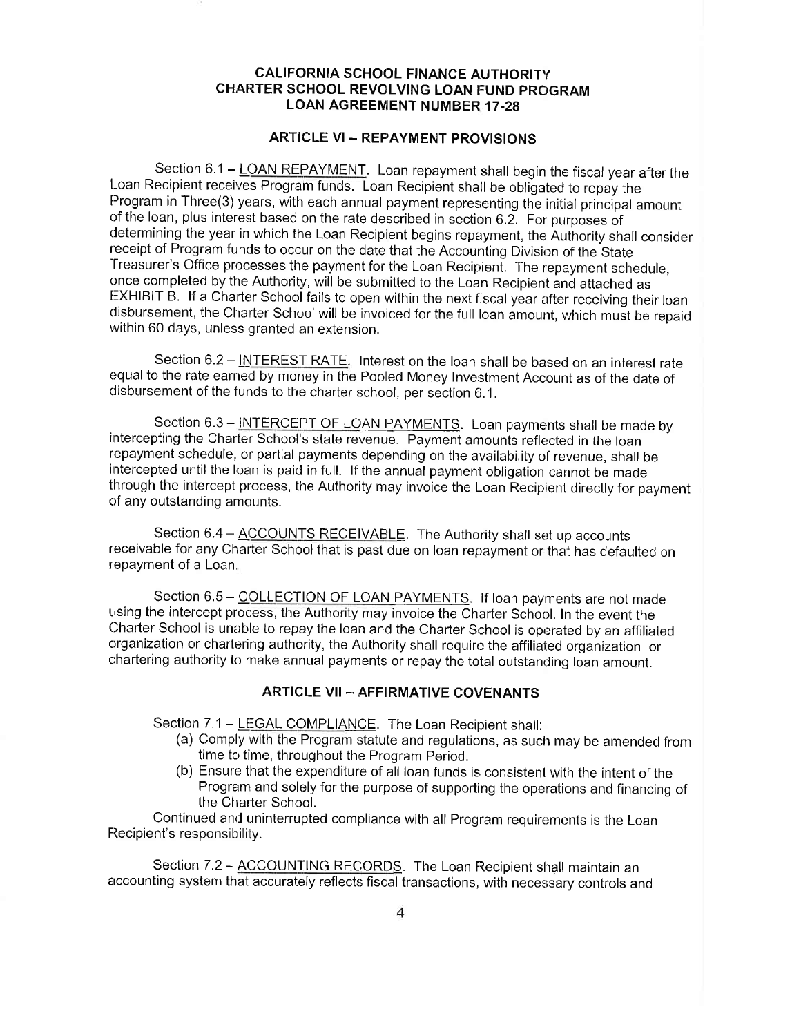**CALIFORNIA SCHOOL FINANCE AUTHORITY**
**CHARTER SCHOOL REVOLVING LOAN FUND PROGRAM**
**LOAN AGREEMENT NUMBER 17-28**

## ARTICLE VI – REPAYMENT PROVISIONS

Section 6.1 – <u>LOAN REPAYMENT</u>. Loan repayment shall begin the fiscal year after the Loan Recipient receives Program funds. Loan Recipient shall be obligated to repay the Program in Three(3) years, with each annual payment representing the initial principal amount of the loan, plus interest based on the rate described in section 6.2. For purposes of determining the year in which the Loan Recipient begins repayment, the Authority shall consider receipt of Program funds to occur on the date that the Accounting Division of the State Treasurer's Office processes the payment for the Loan Recipient. The repayment schedule, once completed by the Authority, will be submitted to the Loan Recipient and attached as EXHIBIT B. If a Charter School fails to open within the next fiscal year after receiving their loan disbursement, the Charter School will be invoiced for the full loan amount, which must be repaid within 60 days, unless granted an extension.

Section 6.2 – <u>INTEREST RATE</u>. Interest on the loan shall be based on an interest rate equal to the rate earned by money in the Pooled Money Investment Account as of the date of disbursement of the funds to the charter school, per section 6.1.

Section 6.3 – <u>INTERCEPT OF LOAN PAYMENTS</u>. Loan payments shall be made by intercepting the Charter School's state revenue. Payment amounts reflected in the loan repayment schedule, or partial payments depending on the availability of revenue, shall be intercepted until the loan is paid in full. If the annual payment obligation cannot be made through the intercept process, the Authority may invoice the Loan Recipient directly for payment of any outstanding amounts.

Section 6.4 – <u>ACCOUNTS RECEIVABLE</u>. The Authority shall set up accounts receivable for any Charter School that is past due on loan repayment or that has defaulted on repayment of a Loan.

Section 6.5 – <u>COLLECTION OF LOAN PAYMENTS</u>. If loan payments are not made using the intercept process, the Authority may invoice the Charter School. In the event the Charter School is unable to repay the loan and the Charter School is operated by an affiliated organization or chartering authority, the Authority shall require the affiliated organization or chartering authority to make annual payments or repay the total outstanding loan amount.

## ARTICLE VII – AFFIRMATIVE COVENANTS

Section 7.1 – <u>LEGAL COMPLIANCE</u>. The Loan Recipient shall:

(a) Comply with the Program statute and regulations, as such may be amended from time to time, throughout the Program Period.

(b) Ensure that the expenditure of all loan funds is consistent with the intent of the Program and solely for the purpose of supporting the operations and financing of the Charter School.

Continued and uninterrupted compliance with all Program requirements is the Loan Recipient's responsibility.

Section 7.2 – <u>ACCOUNTING RECORDS</u>. The Loan Recipient shall maintain an accounting system that accurately reflects fiscal transactions, with necessary controls and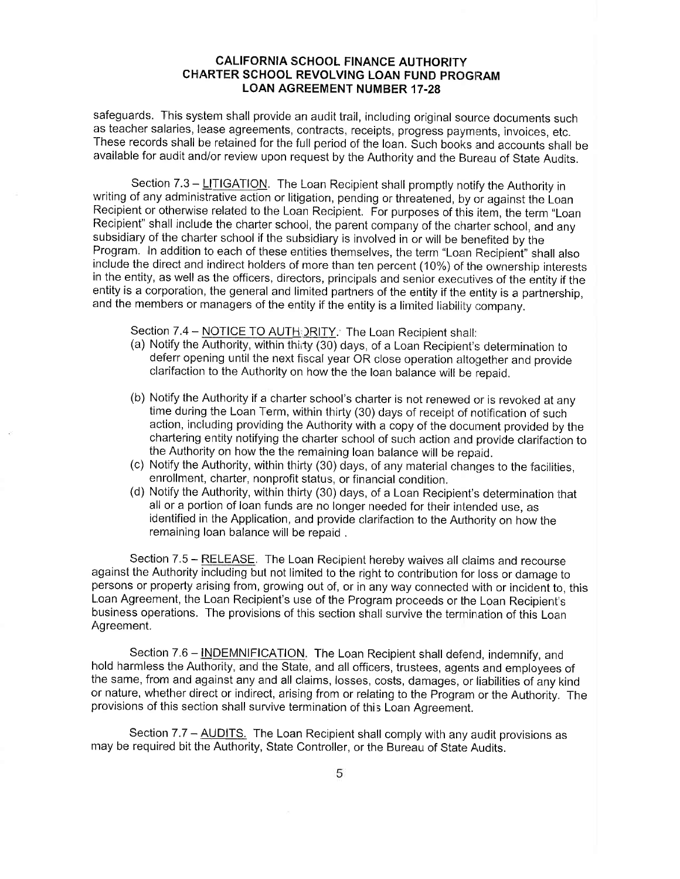safeguards. This system shall provide an audit trail, including original source documents such as teacher salaries, lease agreements, contracts, receipts, progress payments, invoices, etc. These records shall be retained for the full period of the loan. Such books and accounts shall be available for audit and/or review upon request by the Authority and the Bureau of State Audits.

Section 7.3 – LITIGATION. The Loan Recipient shall promptly notify the Authority in writing of any administrative action or litigation, pending or threatened, by or against the Loan Recipient or otherwise related to the Loan Recipient. For purposes of this item, the term "Loan Recipient" shall include the charter school, the parent company of the charter school, and any subsidiary of the charter school if the subsidiary is involved in or will be benefited by the Program. In addition to each of these entities themselves, the term "Loan Recipient" shall also include the direct and indirect holders of more than ten percent (10%) of the ownership interests in the entity, as well as the officers, directors, principals and senior executives of the entity if the entity is a corporation, the general and limited partners of the entity if the entity is a partnership, and the members or managers of the entity if the entity is a limited liability company.

Section 7.4 – NOTICE TO AUTHORITY. The Loan Recipient shall:

(a) Notify the Authority, within thirty (30) days, of a Loan Recipient's determination to deferr opening until the next fiscal year OR close operation altogether and provide clarifaction to the Authority on how the the loan balance will be repaid.

(b) Notify the Authority if a charter school's charter is not renewed or is revoked at any time during the Loan Term, within thirty (30) days of receipt of notification of such action, including providing the Authority with a copy of the document provided by the chartering entity notifying the charter school of such action and provide clarifaction to the Authority on how the the remaining loan balance will be repaid.

(c) Notify the Authority, within thirty (30) days, of any material changes to the facilities, enrollment, charter, nonprofit status, or financial condition.

(d) Notify the Authority, within thirty (30) days, of a Loan Recipient's determination that all or a portion of loan funds are no longer needed for their intended use, as identified in the Application, and provide clarifaction to the Authority on how the remaining loan balance will be repaid .

Section 7.5 – RELEASE. The Loan Recipient hereby waives all claims and recourse against the Authority including but not limited to the right to contribution for loss or damage to persons or property arising from, growing out of, or in any way connected with or incident to, this Loan Agreement, the Loan Recipient's use of the Program proceeds or the Loan Recipient's business operations. The provisions of this section shall survive the termination of this Loan Agreement.

Section 7.6 – INDEMNIFICATION. The Loan Recipient shall defend, indemnify, and hold harmless the Authority, and the State, and all officers, trustees, agents and employees of the same, from and against any and all claims, losses, costs, damages, or liabilities of any kind or nature, whether direct or indirect, arising from or relating to the Program or the Authority. The provisions of this section shall survive termination of this Loan Agreement.

Section 7.7 – AUDITS. The Loan Recipient shall comply with any audit provisions as may be required bit the Authority, State Controller, or the Bureau of State Audits.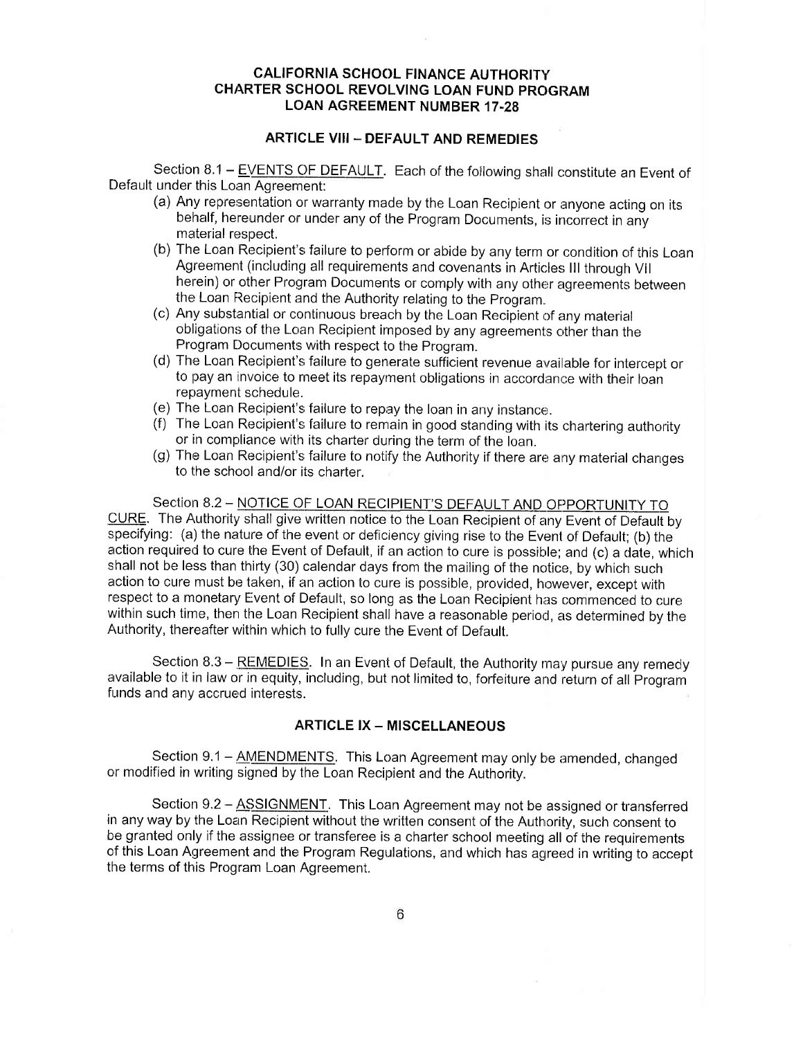**CALIFORNIA SCHOOL FINANCE AUTHORITY**
**CHARTER SCHOOL REVOLVING LOAN FUND PROGRAM**
**LOAN AGREEMENT NUMBER 17-28**

## ARTICLE VIII – DEFAULT AND REMEDIES

Section 8.1 – <u>EVENTS OF DEFAULT</u>. Each of the following shall constitute an Event of Default under this Loan Agreement:

(a) Any representation or warranty made by the Loan Recipient or anyone acting on its behalf, hereunder or under any of the Program Documents, is incorrect in any material respect.

(b) The Loan Recipient's failure to perform or abide by any term or condition of this Loan Agreement (including all requirements and covenants in Articles III through VII herein) or other Program Documents or comply with any other agreements between the Loan Recipient and the Authority relating to the Program.

(c) Any substantial or continuous breach by the Loan Recipient of any material obligations of the Loan Recipient imposed by any agreements other than the Program Documents with respect to the Program.

(d) The Loan Recipient's failure to generate sufficient revenue available for intercept or to pay an invoice to meet its repayment obligations in accordance with their loan repayment schedule.

(e) The Loan Recipient's failure to repay the loan in any instance.

(f) The Loan Recipient's failure to remain in good standing with its chartering authority or in compliance with its charter during the term of the loan.

(g) The Loan Recipient's failure to notify the Authority if there are any material changes to the school and/or its charter.

Section 8.2 – <u>NOTICE OF LOAN RECIPIENT'S DEFAULT AND OPPORTUNITY TO CURE</u>. The Authority shall give written notice to the Loan Recipient of any Event of Default by specifying: (a) the nature of the event or deficiency giving rise to the Event of Default; (b) the action required to cure the Event of Default, if an action to cure is possible; and (c) a date, which shall not be less than thirty (30) calendar days from the mailing of the notice, by which such action to cure must be taken, if an action to cure is possible, provided, however, except with respect to a monetary Event of Default, so long as the Loan Recipient has commenced to cure within such time, then the Loan Recipient shall have a reasonable period, as determined by the Authority, thereafter within which to fully cure the Event of Default.

Section 8.3 – <u>REMEDIES</u>. In an Event of Default, the Authority may pursue any remedy available to it in law or in equity, including, but not limited to, forfeiture and return of all Program funds and any accrued interests.

## ARTICLE IX – MISCELLANEOUS

Section 9.1 – <u>AMENDMENTS</u>. This Loan Agreement may only be amended, changed or modified in writing signed by the Loan Recipient and the Authority.

Section 9.2 – <u>ASSIGNMENT</u>. This Loan Agreement may not be assigned or transferred in any way by the Loan Recipient without the written consent of the Authority, such consent to be granted only if the assignee or transferee is a charter school meeting all of the requirements of this Loan Agreement and the Program Regulations, and which has agreed in writing to accept the terms of this Program Loan Agreement.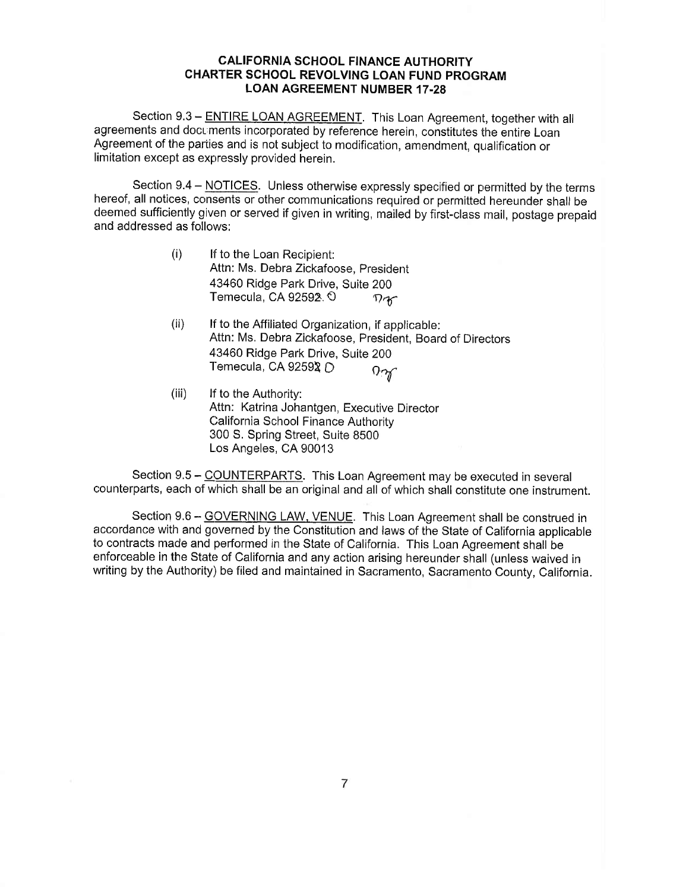**CALIFORNIA SCHOOL FINANCE AUTHORITY**
**CHARTER SCHOOL REVOLVING LOAN FUND PROGRAM**
**LOAN AGREEMENT NUMBER 17-28**

Section 9.3 – ENTIRE LOAN AGREEMENT. This Loan Agreement, together with all agreements and documents incorporated by reference herein, constitutes the entire Loan Agreement of the parties and is not subject to modification, amendment, qualification or limitation except as expressly provided herein.

Section 9.4 – NOTICES. Unless otherwise expressly specified or permitted by the terms hereof, all notices, consents or other communications required or permitted hereunder shall be deemed sufficiently given or served if given in writing, mailed by first-class mail, postage prepaid and addressed as follows:

(i) If to the Loan Recipient:
Attn: Ms. Debra Zickafoose, President
43460 Ridge Park Drive, Suite 200
Temecula, CA 92592. 0 DZ

(ii) If to the Affiliated Organization, if applicable:
Attn: Ms. Debra Zickafoose, President, Board of Directors
43460 Ridge Park Drive, Suite 200
Temecula, CA 92592 0 DZ

(iii) If to the Authority:
Attn: Katrina Johantgen, Executive Director
California School Finance Authority
300 S. Spring Street, Suite 8500
Los Angeles, CA 90013

Section 9.5 – COUNTERPARTS. This Loan Agreement may be executed in several counterparts, each of which shall be an original and all of which shall constitute one instrument.

Section 9.6 – GOVERNING LAW, VENUE. This Loan Agreement shall be construed in accordance with and governed by the Constitution and laws of the State of California applicable to contracts made and performed in the State of California. This Loan Agreement shall be enforceable in the State of California and any action arising hereunder shall (unless waived in writing by the Authority) be filed and maintained in Sacramento, Sacramento County, California.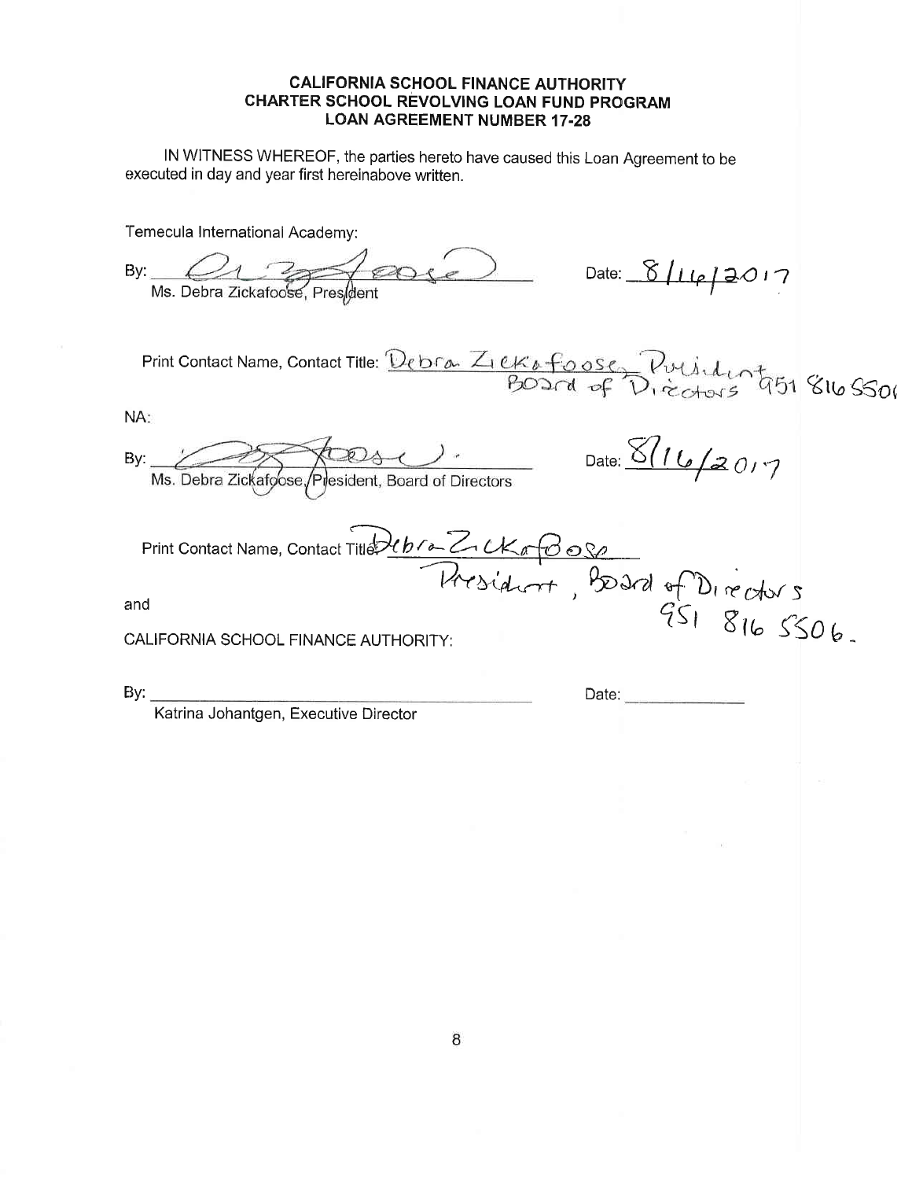**CALIFORNIA SCHOOL FINANCE AUTHORITY**
**CHARTER SCHOOL REVOLVING LOAN FUND PROGRAM**
**LOAN AGREEMENT NUMBER 17-28**

IN WITNESS WHEREOF, the parties hereto have caused this Loan Agreement to be executed in day and year first hereinabove written.

Temecula International Academy:

By: ___________________________ Date: 8/16/2017
Ms. Debra Zickafoose, President

Print Contact Name, Contact Title: Debra Zickafoose, President Board of Directors 951 816 5506

NA:

By: ___________________________ Date: 8/16/2017
Ms. Debra Zickafoose, President, Board of Directors

Print Contact Name, Contact Title: Debra Zickafoose President, Board of Directors 951 816 5506.

and

CALIFORNIA SCHOOL FINANCE AUTHORITY:

By: ___________________________ Date: ___________
Katrina Johantgen, Executive Director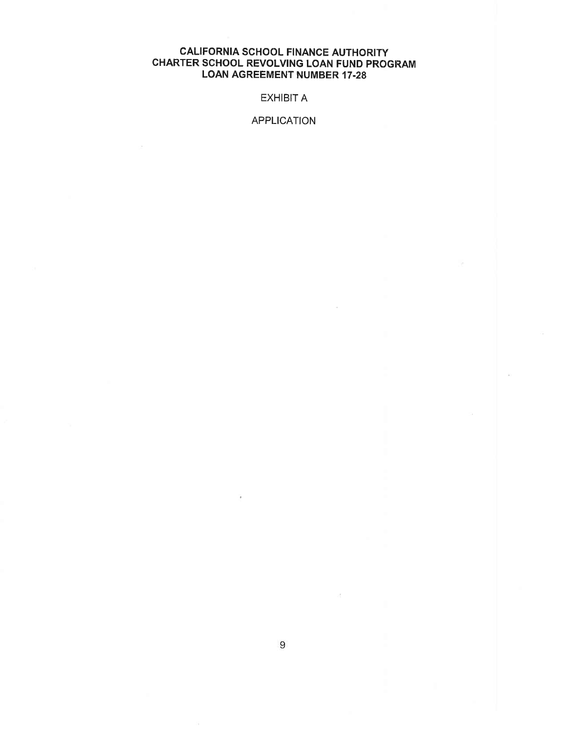# CALIFORNIA SCHOOL FINANCE AUTHORITY
# CHARTER SCHOOL REVOLVING LOAN FUND PROGRAM
# LOAN AGREEMENT NUMBER 17-28

EXHIBIT A

APPLICATION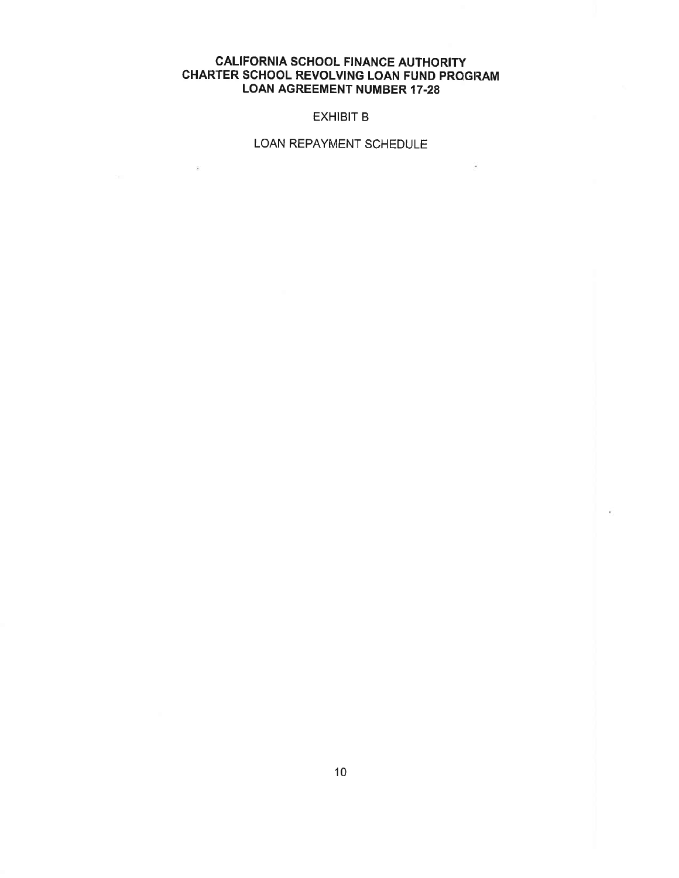**CALIFORNIA SCHOOL FINANCE AUTHORITY**
**CHARTER SCHOOL REVOLVING LOAN FUND PROGRAM**
**LOAN AGREEMENT NUMBER 17-28**

EXHIBIT B

LOAN REPAYMENT SCHEDULE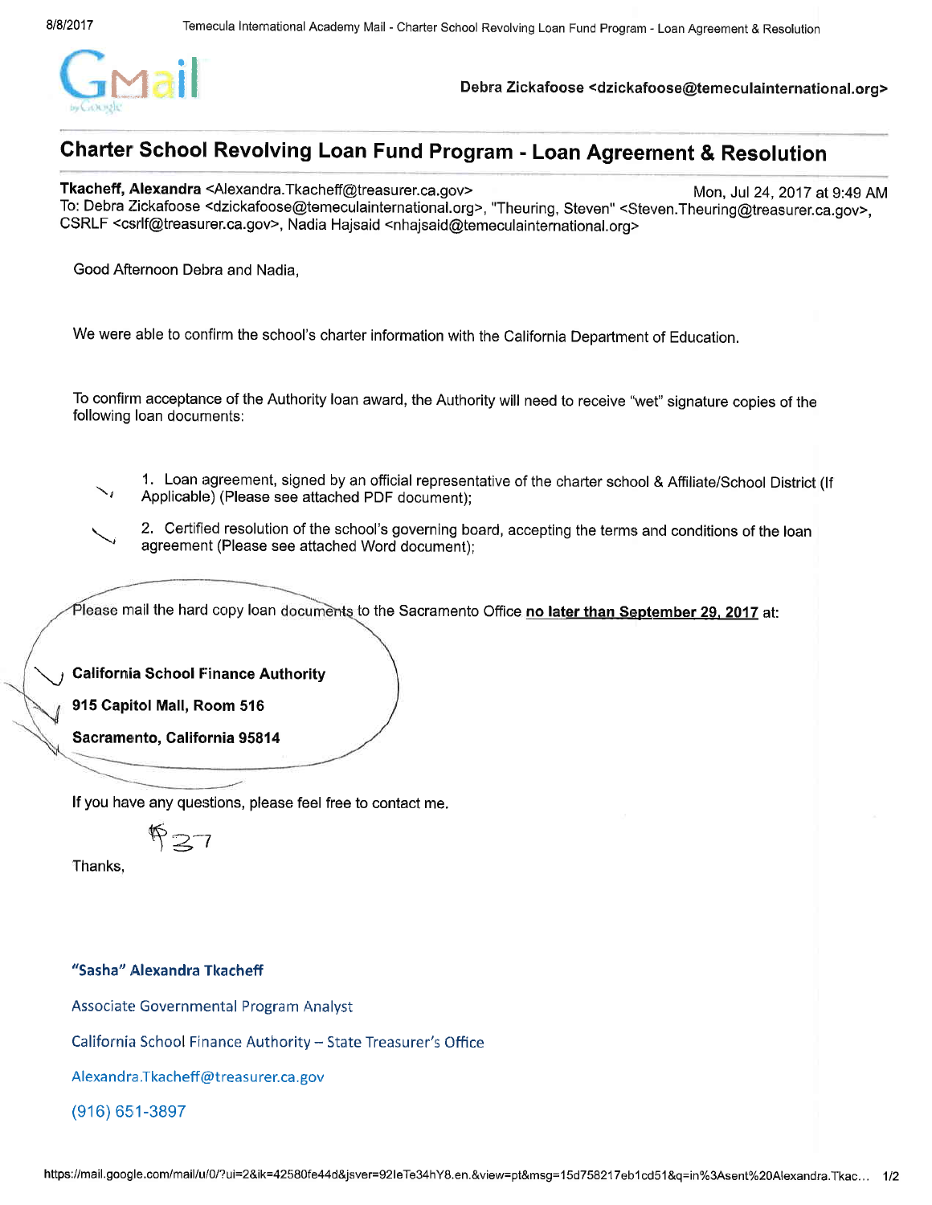Debra Zickafoose <dzickafoose@temeculainternational.org>

## Charter School Revolving Loan Fund Program - Loan Agreement & Resolution

**Tkacheff, Alexandra** <Alexandra.Tkacheff@treasurer.ca.gov> Mon, Jul 24, 2017 at 9:49 AM
To: Debra Zickafoose <dzickafoose@temeculainternational.org>, "Theuring, Steven" <Steven.Theuring@treasurer.ca.gov>, CSRLF <csrlf@treasurer.ca.gov>, Nadia Hajsaid <nhajsaid@temeculainternational.org>

Good Afternoon Debra and Nadia,

We were able to confirm the school's charter information with the California Department of Education.

To confirm acceptance of the Authority loan award, the Authority will need to receive "wet" signature copies of the following loan documents:

1. Loan agreement, signed by an official representative of the charter school & Affiliate/School District (If Applicable) (Please see attached PDF document);
2. Certified resolution of the school's governing board, accepting the terms and conditions of the loan agreement (Please see attached Word document);

Please mail the hard copy loan documents to the Sacramento Office **no later than September 29, 2017** at:

**California School Finance Authority**

**915 Capitol Mall, Room 516**

**Sacramento, California 95814**

If you have any questions, please feel free to contact me.

Thanks,

**"Sasha" Alexandra Tkacheff**

Associate Governmental Program Analyst

California School Finance Authority – State Treasurer's Office

Alexandra.Tkacheff@treasurer.ca.gov

(916) 651-3897